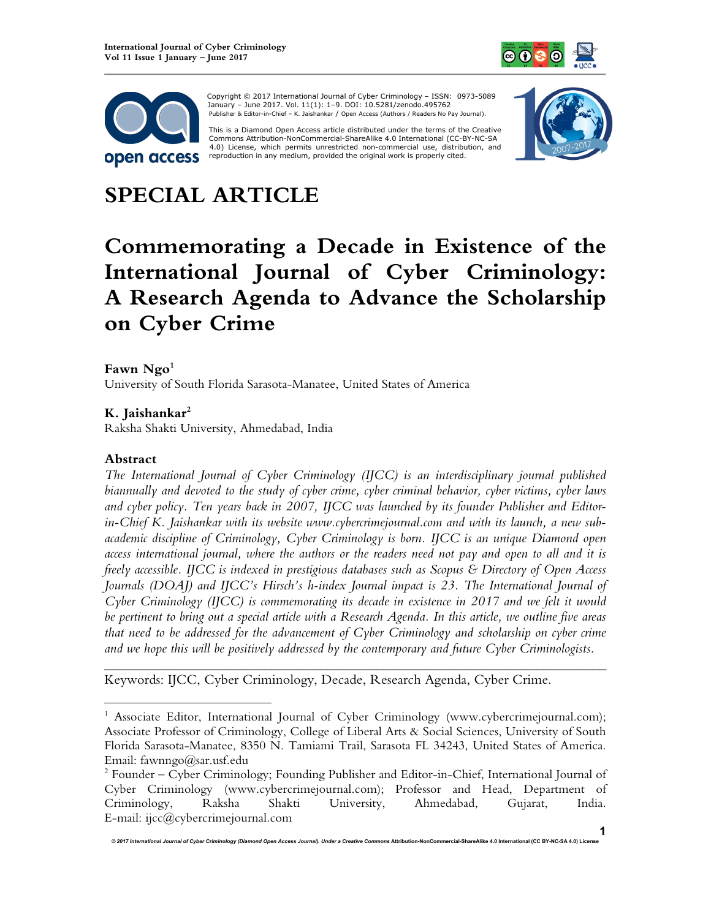Copyright © 2017 International Journal of Cyber Criminology – ISSN: 0973-5089 January – June 2017. Vol. 11(1): 1–9. DOI: 10.5281/zenodo.495762
Publisher & Editor-in-Chief – K. Jaishankar / Open Access (Authors / Readers No Pay Journal).

This is a Diamond Open Access article distributed under the terms of the Creative Commons Attribution-NonCommercial-ShareAlike 4.0 International (CC-BY-NC-SA 4.0) License, which permits unrestricted non-commercial use, distribution, and reproduction in any medium, provided the original work is properly cited.

# SPECIAL ARTICLE

# Commemorating a Decade in Existence of the International Journal of Cyber Criminology: A Research Agenda to Advance the Scholarship on Cyber Crime

**Fawn Ngo**[1]
University of South Florida Sarasota-Manatee, United States of America

**K. Jaishankar**[2]
Raksha Shakti University, Ahmedabad, India

## Abstract

*The International Journal of Cyber Criminology (IJCC) is an interdisciplinary journal published biannually and devoted to the study of cyber crime, cyber criminal behavior, cyber victims, cyber laws and cyber policy. Ten years back in 2007, IJCC was launched by its founder Publisher and Editor-in-Chief K. Jaishankar with its website www.cybercrimejournal.com and with its launch, a new sub-academic discipline of Criminology, Cyber Criminology is born. IJCC is an unique Diamond open access international journal, where the authors or the readers need not pay and open to all and it is freely accessible. IJCC is indexed in prestigious databases such as Scopus & Directory of Open Access Journals (DOAJ) and IJCC's Hirsch's h-index Journal impact is 23. The International Journal of Cyber Criminology (IJCC) is commemorating its decade in existence in 2017 and we felt it would be pertinent to bring out a special article with a Research Agenda. In this article, we outline five areas that need to be addressed for the advancement of Cyber Criminology and scholarship on cyber crime and we hope this will be positively addressed by the contemporary and future Cyber Criminologists.*

---

Keywords: IJCC, Cyber Criminology, Decade, Research Agenda, Cyber Crime.

---

[1] Associate Editor, International Journal of Cyber Criminology (www.cybercrimejournal.com); Associate Professor of Criminology, College of Liberal Arts & Social Sciences, University of South Florida Sarasota-Manatee, 8350 N. Tamiami Trail, Sarasota FL 34243, United States of America. Email: fawnngo@sar.usf.edu

[2] Founder – Cyber Criminology; Founding Publisher and Editor-in-Chief, International Journal of Cyber Criminology (www.cybercrimejournal.com); Professor and Head, Department of Criminology, Raksha Shakti University, Ahmedabad, Gujarat, India. E-mail: ijcc@cybercrimejournal.com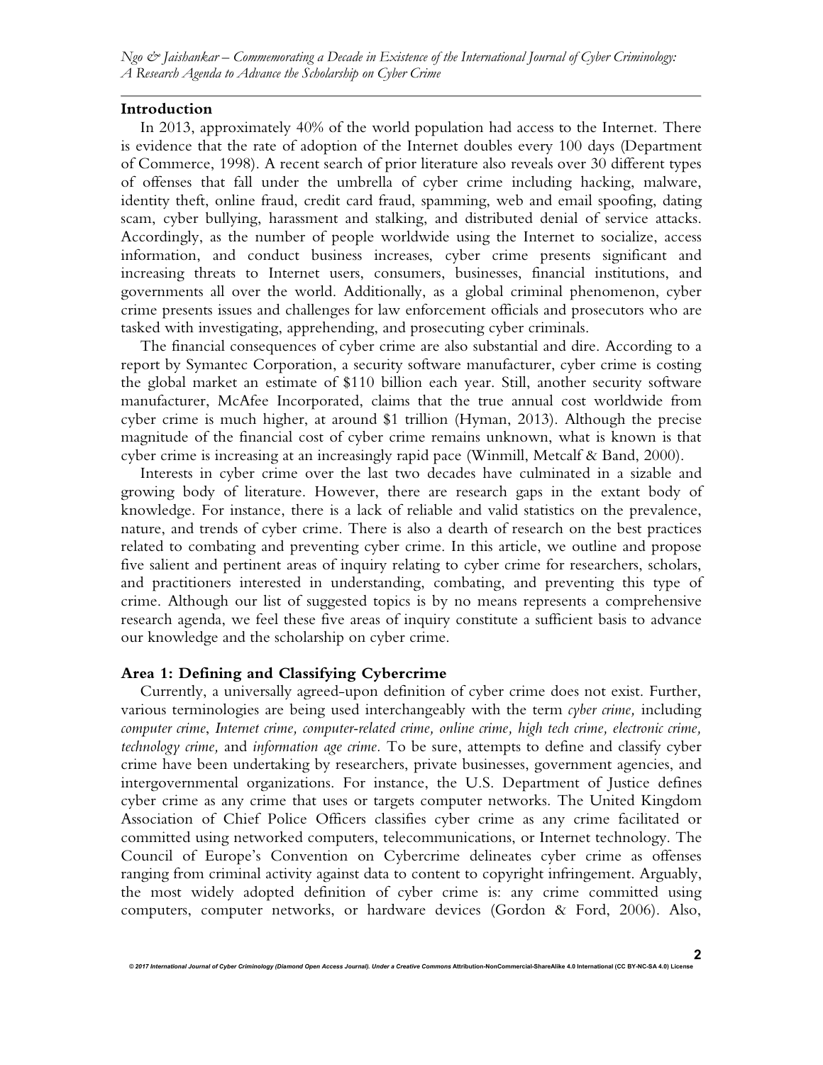## Introduction

In 2013, approximately 40% of the world population had access to the Internet. There is evidence that the rate of adoption of the Internet doubles every 100 days (Department of Commerce, 1998). A recent search of prior literature also reveals over 30 different types of offenses that fall under the umbrella of cyber crime including hacking, malware, identity theft, online fraud, credit card fraud, spamming, web and email spoofing, dating scam, cyber bullying, harassment and stalking, and distributed denial of service attacks. Accordingly, as the number of people worldwide using the Internet to socialize, access information, and conduct business increases, cyber crime presents significant and increasing threats to Internet users, consumers, businesses, financial institutions, and governments all over the world. Additionally, as a global criminal phenomenon, cyber crime presents issues and challenges for law enforcement officials and prosecutors who are tasked with investigating, apprehending, and prosecuting cyber criminals.

The financial consequences of cyber crime are also substantial and dire. According to a report by Symantec Corporation, a security software manufacturer, cyber crime is costing the global market an estimate of $110 billion each year. Still, another security software manufacturer, McAfee Incorporated, claims that the true annual cost worldwide from cyber crime is much higher, at around $1 trillion (Hyman, 2013). Although the precise magnitude of the financial cost of cyber crime remains unknown, what is known is that cyber crime is increasing at an increasingly rapid pace (Winmill, Metcalf & Band, 2000).

Interests in cyber crime over the last two decades have culminated in a sizable and growing body of literature. However, there are research gaps in the extant body of knowledge. For instance, there is a lack of reliable and valid statistics on the prevalence, nature, and trends of cyber crime. There is also a dearth of research on the best practices related to combating and preventing cyber crime. In this article, we outline and propose five salient and pertinent areas of inquiry relating to cyber crime for researchers, scholars, and practitioners interested in understanding, combating, and preventing this type of crime. Although our list of suggested topics is by no means represents a comprehensive research agenda, we feel these five areas of inquiry constitute a sufficient basis to advance our knowledge and the scholarship on cyber crime.

## Area 1: Defining and Classifying Cybercrime

Currently, a universally agreed-upon definition of cyber crime does not exist. Further, various terminologies are being used interchangeably with the term *cyber crime,* including *computer crime*, *Internet crime, computer-related crime, online crime, high tech crime, electronic crime, technology crime,* and *information age crime.* To be sure, attempts to define and classify cyber crime have been undertaking by researchers, private businesses, government agencies, and intergovernmental organizations. For instance, the U.S. Department of Justice defines cyber crime as any crime that uses or targets computer networks. The United Kingdom Association of Chief Police Officers classifies cyber crime as any crime facilitated or committed using networked computers, telecommunications, or Internet technology. The Council of Europe's Convention on Cybercrime delineates cyber crime as offenses ranging from criminal activity against data to content to copyright infringement. Arguably, the most widely adopted definition of cyber crime is: any crime committed using computers, computer networks, or hardware devices (Gordon & Ford, 2006). Also,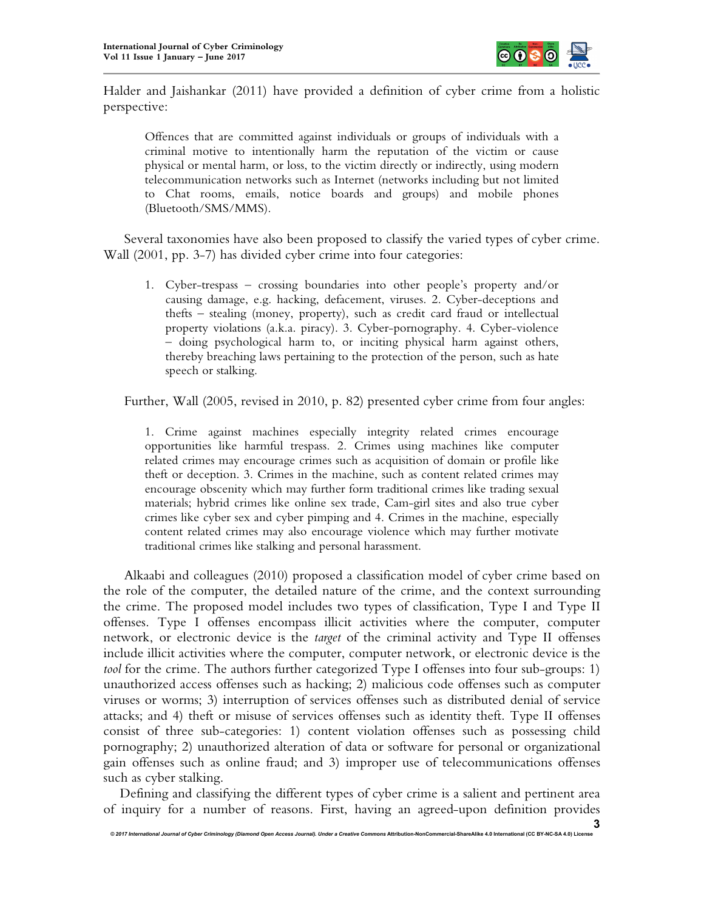Halder and Jaishankar (2011) have provided a definition of cyber crime from a holistic perspective:

> Offences that are committed against individuals or groups of individuals with a criminal motive to intentionally harm the reputation of the victim or cause physical or mental harm, or loss, to the victim directly or indirectly, using modern telecommunication networks such as Internet (networks including but not limited to Chat rooms, emails, notice boards and groups) and mobile phones (Bluetooth/SMS/MMS).

Several taxonomies have also been proposed to classify the varied types of cyber crime. Wall (2001, pp. 3-7) has divided cyber crime into four categories:

> 1. Cyber-trespass – crossing boundaries into other people's property and/or causing damage, e.g. hacking, defacement, viruses. 2. Cyber-deceptions and thefts – stealing (money, property), such as credit card fraud or intellectual property violations (a.k.a. piracy). 3. Cyber-pornography. 4. Cyber-violence – doing psychological harm to, or inciting physical harm against others, thereby breaching laws pertaining to the protection of the person, such as hate speech or stalking.

Further, Wall (2005, revised in 2010, p. 82) presented cyber crime from four angles:

> 1. Crime against machines especially integrity related crimes encourage opportunities like harmful trespass. 2. Crimes using machines like computer related crimes may encourage crimes such as acquisition of domain or profile like theft or deception. 3. Crimes in the machine, such as content related crimes may encourage obscenity which may further form traditional crimes like trading sexual materials; hybrid crimes like online sex trade, Cam-girl sites and also true cyber crimes like cyber sex and cyber pimping and 4. Crimes in the machine, especially content related crimes may also encourage violence which may further motivate traditional crimes like stalking and personal harassment.

Alkaabi and colleagues (2010) proposed a classification model of cyber crime based on the role of the computer, the detailed nature of the crime, and the context surrounding the crime. The proposed model includes two types of classification, Type I and Type II offenses. Type I offenses encompass illicit activities where the computer, computer network, or electronic device is the *target* of the criminal activity and Type II offenses include illicit activities where the computer, computer network, or electronic device is the *tool* for the crime. The authors further categorized Type I offenses into four sub-groups: 1) unauthorized access offenses such as hacking; 2) malicious code offenses such as computer viruses or worms; 3) interruption of services offenses such as distributed denial of service attacks; and 4) theft or misuse of services offenses such as identity theft. Type II offenses consist of three sub-categories: 1) content violation offenses such as possessing child pornography; 2) unauthorized alteration of data or software for personal or organizational gain offenses such as online fraud; and 3) improper use of telecommunications offenses such as cyber stalking.

Defining and classifying the different types of cyber crime is a salient and pertinent area of inquiry for a number of reasons. First, having an agreed-upon definition provides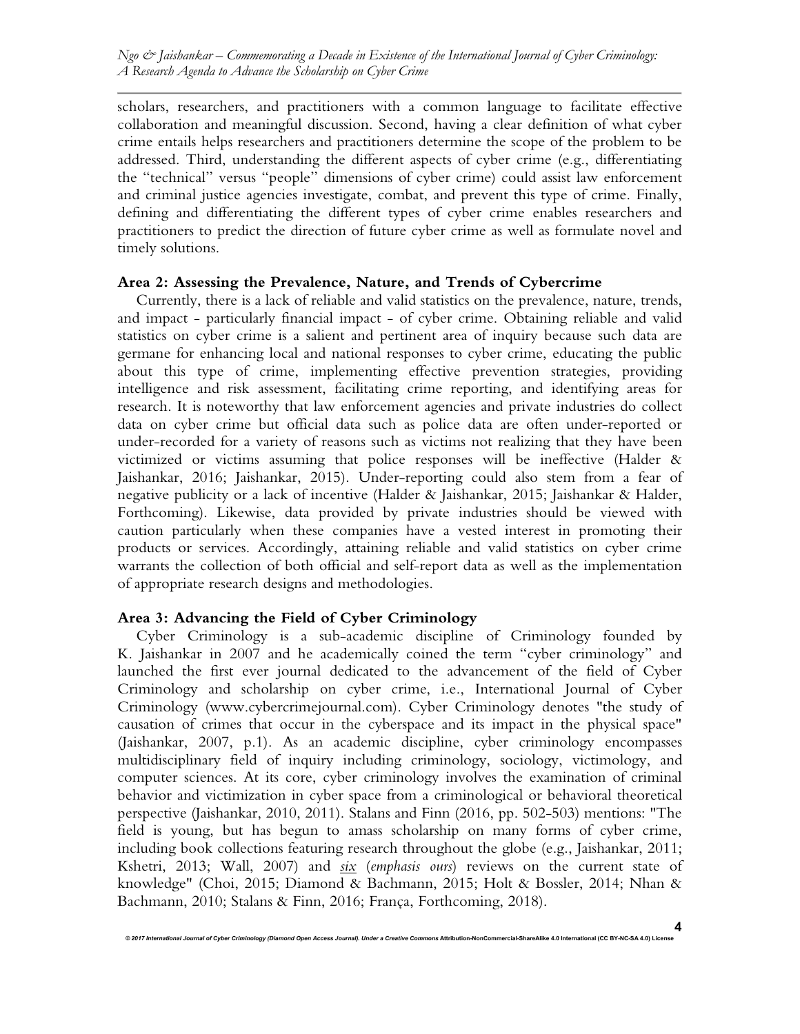scholars, researchers, and practitioners with a common language to facilitate effective collaboration and meaningful discussion. Second, having a clear definition of what cyber crime entails helps researchers and practitioners determine the scope of the problem to be addressed. Third, understanding the different aspects of cyber crime (e.g., differentiating the "technical" versus "people" dimensions of cyber crime) could assist law enforcement and criminal justice agencies investigate, combat, and prevent this type of crime. Finally, defining and differentiating the different types of cyber crime enables researchers and practitioners to predict the direction of future cyber crime as well as formulate novel and timely solutions.

### Area 2: Assessing the Prevalence, Nature, and Trends of Cybercrime

Currently, there is a lack of reliable and valid statistics on the prevalence, nature, trends, and impact - particularly financial impact - of cyber crime. Obtaining reliable and valid statistics on cyber crime is a salient and pertinent area of inquiry because such data are germane for enhancing local and national responses to cyber crime, educating the public about this type of crime, implementing effective prevention strategies, providing intelligence and risk assessment, facilitating crime reporting, and identifying areas for research. It is noteworthy that law enforcement agencies and private industries do collect data on cyber crime but official data such as police data are often under-reported or under-recorded for a variety of reasons such as victims not realizing that they have been victimized or victims assuming that police responses will be ineffective (Halder & Jaishankar, 2016; Jaishankar, 2015). Under-reporting could also stem from a fear of negative publicity or a lack of incentive (Halder & Jaishankar, 2015; Jaishankar & Halder, Forthcoming). Likewise, data provided by private industries should be viewed with caution particularly when these companies have a vested interest in promoting their products or services. Accordingly, attaining reliable and valid statistics on cyber crime warrants the collection of both official and self-report data as well as the implementation of appropriate research designs and methodologies.

### Area 3: Advancing the Field of Cyber Criminology

Cyber Criminology is a sub-academic discipline of Criminology founded by K. Jaishankar in 2007 and he academically coined the term "cyber criminology" and launched the first ever journal dedicated to the advancement of the field of Cyber Criminology and scholarship on cyber crime, i.e., International Journal of Cyber Criminology (www.cybercrimejournal.com). Cyber Criminology denotes "the study of causation of crimes that occur in the cyberspace and its impact in the physical space" (Jaishankar, 2007, p.1). As an academic discipline, cyber criminology encompasses multidisciplinary field of inquiry including criminology, sociology, victimology, and computer sciences. At its core, cyber criminology involves the examination of criminal behavior and victimization in cyber space from a criminological or behavioral theoretical perspective (Jaishankar, 2010, 2011). Stalans and Finn (2016, pp. 502-503) mentions: "The field is young, but has begun to amass scholarship on many forms of cyber crime, including book collections featuring research throughout the globe (e.g., Jaishankar, 2011; Kshetri, 2013; Wall, 2007) and <u>*six*</u> (*emphasis ours*) reviews on the current state of knowledge" (Choi, 2015; Diamond & Bachmann, 2015; Holt & Bossler, 2014; Nhan & Bachmann, 2010; Stalans & Finn, 2016; França, Forthcoming, 2018).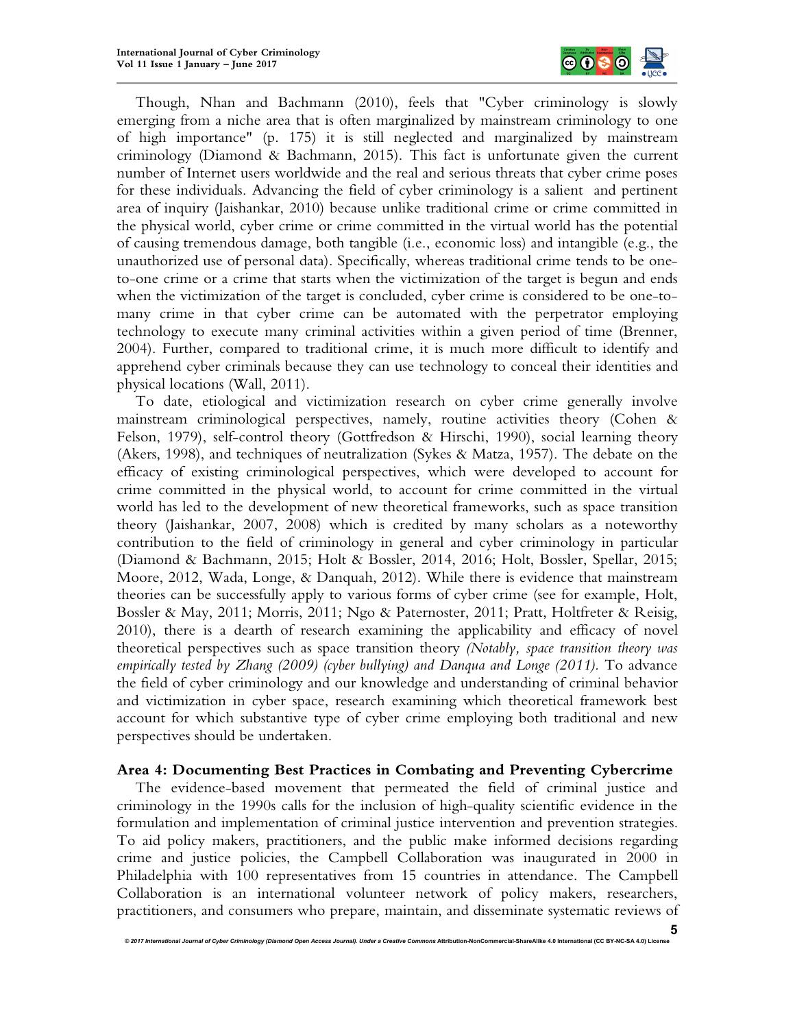Though, Nhan and Bachmann (2010), feels that "Cyber criminology is slowly emerging from a niche area that is often marginalized by mainstream criminology to one of high importance" (p. 175) it is still neglected and marginalized by mainstream criminology (Diamond & Bachmann, 2015). This fact is unfortunate given the current number of Internet users worldwide and the real and serious threats that cyber crime poses for these individuals. Advancing the field of cyber criminology is a salient and pertinent area of inquiry (Jaishankar, 2010) because unlike traditional crime or crime committed in the physical world, cyber crime or crime committed in the virtual world has the potential of causing tremendous damage, both tangible (i.e., economic loss) and intangible (e.g., the unauthorized use of personal data). Specifically, whereas traditional crime tends to be one-to-one crime or a crime that starts when the victimization of the target is begun and ends when the victimization of the target is concluded, cyber crime is considered to be one-to-many crime in that cyber crime can be automated with the perpetrator employing technology to execute many criminal activities within a given period of time (Brenner, 2004). Further, compared to traditional crime, it is much more difficult to identify and apprehend cyber criminals because they can use technology to conceal their identities and physical locations (Wall, 2011).

To date, etiological and victimization research on cyber crime generally involve mainstream criminological perspectives, namely, routine activities theory (Cohen & Felson, 1979), self-control theory (Gottfredson & Hirschi, 1990), social learning theory (Akers, 1998), and techniques of neutralization (Sykes & Matza, 1957). The debate on the efficacy of existing criminological perspectives, which were developed to account for crime committed in the physical world, to account for crime committed in the virtual world has led to the development of new theoretical frameworks, such as space transition theory (Jaishankar, 2007, 2008) which is credited by many scholars as a noteworthy contribution to the field of criminology in general and cyber criminology in particular (Diamond & Bachmann, 2015; Holt & Bossler, 2014, 2016; Holt, Bossler, Spellar, 2015; Moore, 2012, Wada, Longe, & Danquah, 2012). While there is evidence that mainstream theories can be successfully apply to various forms of cyber crime (see for example, Holt, Bossler & May, 2011; Morris, 2011; Ngo & Paternoster, 2011; Pratt, Holtfreter & Reisig, 2010), there is a dearth of research examining the applicability and efficacy of novel theoretical perspectives such as space transition theory *(Notably, space transition theory was empirically tested by Zhang (2009) (cyber bullying) and Danqua and Longe (2011).* To advance the field of cyber criminology and our knowledge and understanding of criminal behavior and victimization in cyber space, research examining which theoretical framework best account for which substantive type of cyber crime employing both traditional and new perspectives should be undertaken.

## Area 4: Documenting Best Practices in Combating and Preventing Cybercrime

The evidence-based movement that permeated the field of criminal justice and criminology in the 1990s calls for the inclusion of high-quality scientific evidence in the formulation and implementation of criminal justice intervention and prevention strategies. To aid policy makers, practitioners, and the public make informed decisions regarding crime and justice policies, the Campbell Collaboration was inaugurated in 2000 in Philadelphia with 100 representatives from 15 countries in attendance. The Campbell Collaboration is an international volunteer network of policy makers, researchers, practitioners, and consumers who prepare, maintain, and disseminate systematic reviews of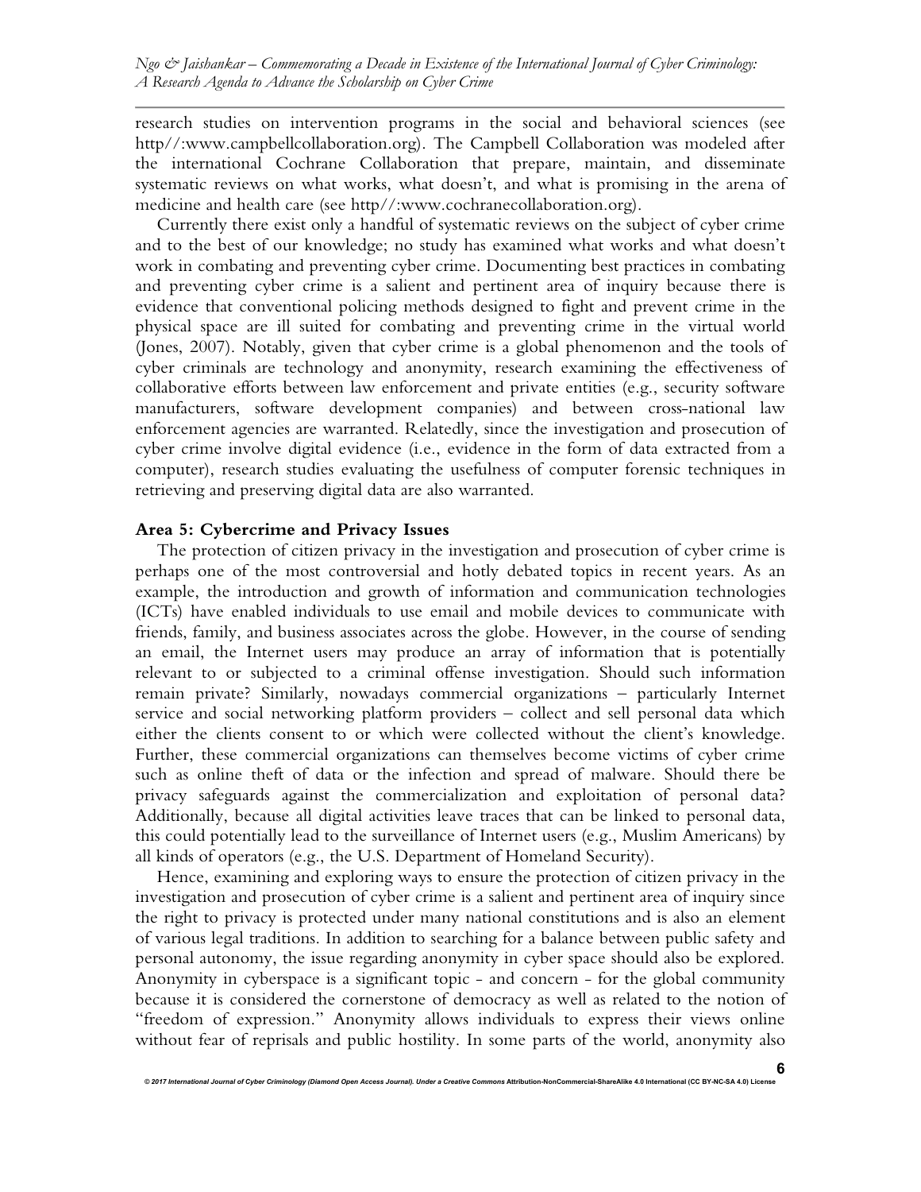research studies on intervention programs in the social and behavioral sciences (see http//:www.campbellcollaboration.org). The Campbell Collaboration was modeled after the international Cochrane Collaboration that prepare, maintain, and disseminate systematic reviews on what works, what doesn't, and what is promising in the arena of medicine and health care (see http//:www.cochranecollaboration.org).

Currently there exist only a handful of systematic reviews on the subject of cyber crime and to the best of our knowledge; no study has examined what works and what doesn't work in combating and preventing cyber crime. Documenting best practices in combating and preventing cyber crime is a salient and pertinent area of inquiry because there is evidence that conventional policing methods designed to fight and prevent crime in the physical space are ill suited for combating and preventing crime in the virtual world (Jones, 2007). Notably, given that cyber crime is a global phenomenon and the tools of cyber criminals are technology and anonymity, research examining the effectiveness of collaborative efforts between law enforcement and private entities (e.g., security software manufacturers, software development companies) and between cross-national law enforcement agencies are warranted. Relatedly, since the investigation and prosecution of cyber crime involve digital evidence (i.e., evidence in the form of data extracted from a computer), research studies evaluating the usefulness of computer forensic techniques in retrieving and preserving digital data are also warranted.

**Area 5: Cybercrime and Privacy Issues**

The protection of citizen privacy in the investigation and prosecution of cyber crime is perhaps one of the most controversial and hotly debated topics in recent years. As an example, the introduction and growth of information and communication technologies (ICTs) have enabled individuals to use email and mobile devices to communicate with friends, family, and business associates across the globe. However, in the course of sending an email, the Internet users may produce an array of information that is potentially relevant to or subjected to a criminal offense investigation. Should such information remain private? Similarly, nowadays commercial organizations – particularly Internet service and social networking platform providers – collect and sell personal data which either the clients consent to or which were collected without the client's knowledge. Further, these commercial organizations can themselves become victims of cyber crime such as online theft of data or the infection and spread of malware. Should there be privacy safeguards against the commercialization and exploitation of personal data? Additionally, because all digital activities leave traces that can be linked to personal data, this could potentially lead to the surveillance of Internet users (e.g., Muslim Americans) by all kinds of operators (e.g., the U.S. Department of Homeland Security).

Hence, examining and exploring ways to ensure the protection of citizen privacy in the investigation and prosecution of cyber crime is a salient and pertinent area of inquiry since the right to privacy is protected under many national constitutions and is also an element of various legal traditions. In addition to searching for a balance between public safety and personal autonomy, the issue regarding anonymity in cyber space should also be explored. Anonymity in cyberspace is a significant topic - and concern - for the global community because it is considered the cornerstone of democracy as well as related to the notion of "freedom of expression." Anonymity allows individuals to express their views online without fear of reprisals and public hostility. In some parts of the world, anonymity also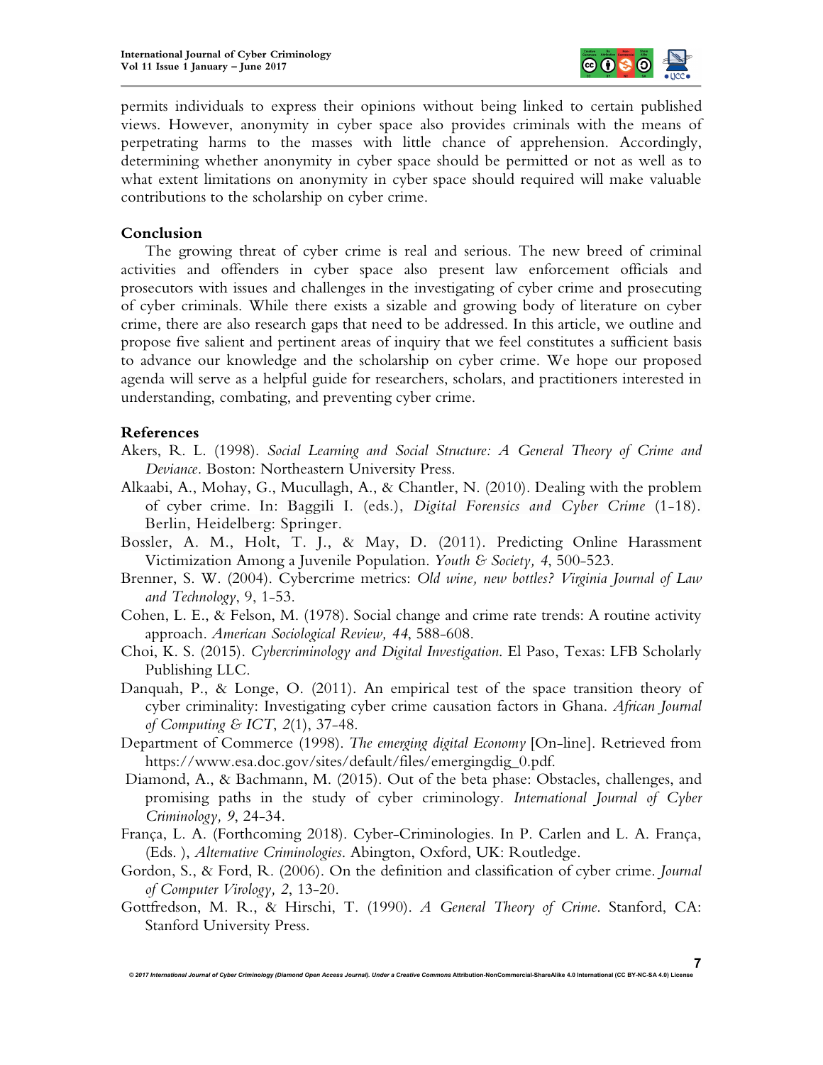permits individuals to express their opinions without being linked to certain published views. However, anonymity in cyber space also provides criminals with the means of perpetrating harms to the masses with little chance of apprehension. Accordingly, determining whether anonymity in cyber space should be permitted or not as well as to what extent limitations on anonymity in cyber space should required will make valuable contributions to the scholarship on cyber crime.

## Conclusion

The growing threat of cyber crime is real and serious. The new breed of criminal activities and offenders in cyber space also present law enforcement officials and prosecutors with issues and challenges in the investigating of cyber crime and prosecuting of cyber criminals. While there exists a sizable and growing body of literature on cyber crime, there are also research gaps that need to be addressed. In this article, we outline and propose five salient and pertinent areas of inquiry that we feel constitutes a sufficient basis to advance our knowledge and the scholarship on cyber crime. We hope our proposed agenda will serve as a helpful guide for researchers, scholars, and practitioners interested in understanding, combating, and preventing cyber crime.

## References

Akers, R. L. (1998). *Social Learning and Social Structure: A General Theory of Crime and Deviance.* Boston: Northeastern University Press.

Alkaabi, A., Mohay, G., Mucullagh, A., & Chantler, N. (2010). Dealing with the problem of cyber crime. In: Baggili I. (eds.), *Digital Forensics and Cyber Crime* (1-18). Berlin, Heidelberg: Springer.

Bossler, A. M., Holt, T. J., & May, D. (2011). Predicting Online Harassment Victimization Among a Juvenile Population. *Youth & Society, 4*, 500-523.

Brenner, S. W. (2004). Cybercrime metrics: *Old wine, new bottles? Virginia Journal of Law and Technology*, 9, 1-53.

Cohen, L. E., & Felson, M. (1978). Social change and crime rate trends: A routine activity approach. *American Sociological Review, 44*, 588-608.

Choi, K. S. (2015). *Cybercriminology and Digital Investigation.* El Paso, Texas: LFB Scholarly Publishing LLC.

Danquah, P., & Longe, O. (2011). An empirical test of the space transition theory of cyber criminality: Investigating cyber crime causation factors in Ghana. *African Journal of Computing & ICT, 2*(1), 37-48.

Department of Commerce (1998). *The emerging digital Economy* [On-line]. Retrieved from https://www.esa.doc.gov/sites/default/files/emergingdig_0.pdf.

Diamond, A., & Bachmann, M. (2015). Out of the beta phase: Obstacles, challenges, and promising paths in the study of cyber criminology. *International Journal of Cyber Criminology, 9*, 24-34.

França, L. A. (Forthcoming 2018). Cyber-Criminologies. In P. Carlen and L. A. França, (Eds. ), *Alternative Criminologies.* Abington, Oxford, UK: Routledge.

Gordon, S., & Ford, R. (2006). On the definition and classification of cyber crime. *Journal of Computer Virology, 2*, 13-20.

Gottfredson, M. R., & Hirschi, T. (1990). *A General Theory of Crime.* Stanford, CA: Stanford University Press.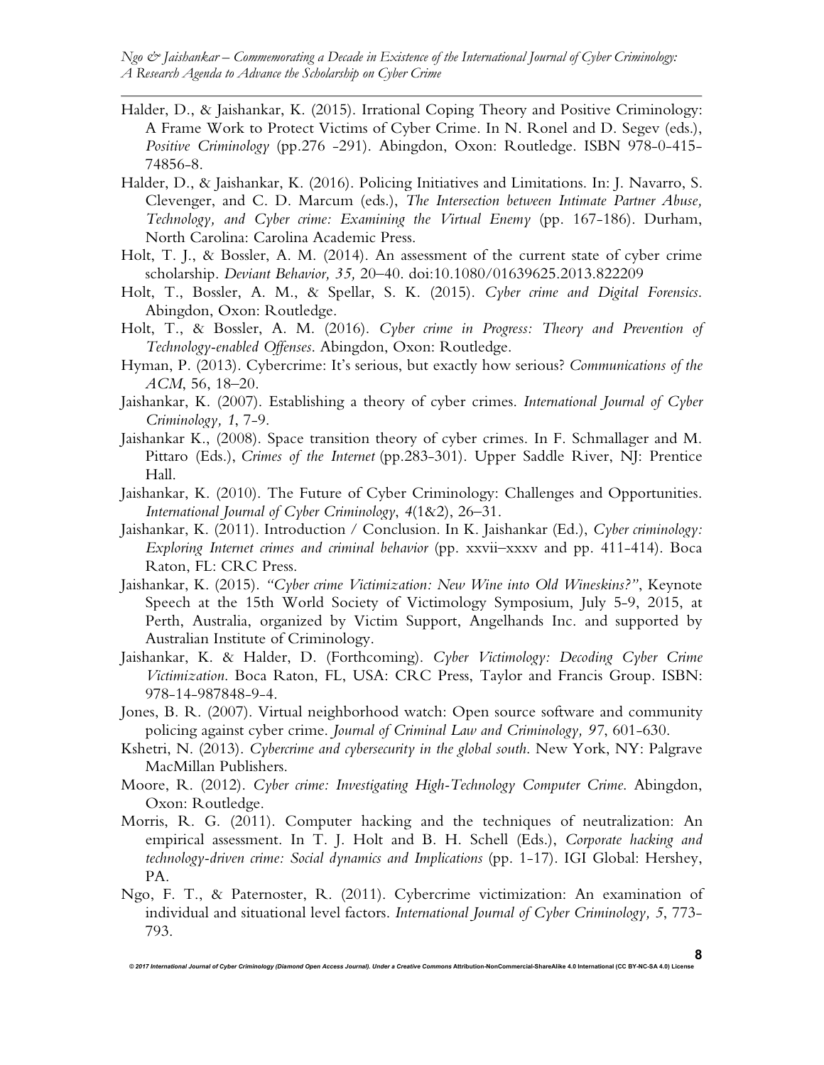Halder, D., & Jaishankar, K. (2015). Irrational Coping Theory and Positive Criminology: A Frame Work to Protect Victims of Cyber Crime. In N. Ronel and D. Segev (eds.), *Positive Criminology* (pp.276 -291). Abingdon, Oxon: Routledge. ISBN 978-0-415-74856-8.

Halder, D., & Jaishankar, K. (2016). Policing Initiatives and Limitations. In: J. Navarro, S. Clevenger, and C. D. Marcum (eds.), *The Intersection between Intimate Partner Abuse, Technology, and Cyber crime: Examining the Virtual Enemy* (pp. 167-186). Durham, North Carolina: Carolina Academic Press.

Holt, T. J., & Bossler, A. M. (2014). An assessment of the current state of cyber crime scholarship. *Deviant Behavior, 35,* 20–40. doi:10.1080/01639625.2013.822209

Holt, T., Bossler, A. M., & Spellar, S. K. (2015). *Cyber crime and Digital Forensics*. Abingdon, Oxon: Routledge.

Holt, T., & Bossler, A. M. (2016). *Cyber crime in Progress: Theory and Prevention of Technology-enabled Offenses*. Abingdon, Oxon: Routledge.

Hyman, P. (2013). Cybercrime: It's serious, but exactly how serious? *Communications of the ACM*, 56, 18–20.

Jaishankar, K. (2007). Establishing a theory of cyber crimes. *International Journal of Cyber Criminology, 1*, 7-9.

Jaishankar K., (2008). Space transition theory of cyber crimes. In F. Schmallager and M. Pittaro (Eds.), *Crimes of the Internet* (pp.283-301). Upper Saddle River, NJ: Prentice Hall.

Jaishankar, K. (2010). The Future of Cyber Criminology: Challenges and Opportunities. *International Journal of Cyber Criminology*, *4*(1&2), 26–31.

Jaishankar, K. (2011). Introduction / Conclusion. In K. Jaishankar (Ed.), *Cyber criminology: Exploring Internet crimes and criminal behavior* (pp. xxvii–xxxv and pp. 411-414). Boca Raton, FL: CRC Press.

Jaishankar, K. (2015). *"Cyber crime Victimization: New Wine into Old Wineskins?"*, Keynote Speech at the 15th World Society of Victimology Symposium, July 5-9, 2015, at Perth, Australia, organized by Victim Support, Angelhands Inc. and supported by Australian Institute of Criminology.

Jaishankar, K. & Halder, D. (Forthcoming). *Cyber Victimology: Decoding Cyber Crime Victimization*. Boca Raton, FL, USA: CRC Press, Taylor and Francis Group. ISBN: 978-14-987848-9-4.

Jones, B. R. (2007). Virtual neighborhood watch: Open source software and community policing against cyber crime. *Journal of Criminal Law and Criminology, 97*, 601-630.

Kshetri, N. (2013). *Cybercrime and cybersecurity in the global south*. New York, NY: Palgrave MacMillan Publishers.

Moore, R. (2012). *Cyber crime: Investigating High-Technology Computer Crime*. Abingdon, Oxon: Routledge.

Morris, R. G. (2011). Computer hacking and the techniques of neutralization: An empirical assessment. In T. J. Holt and B. H. Schell (Eds.), *Corporate hacking and technology-driven crime: Social dynamics and Implications* (pp. 1-17). IGI Global: Hershey, PA.

Ngo, F. T., & Paternoster, R. (2011). Cybercrime victimization: An examination of individual and situational level factors. *International Journal of Cyber Criminology, 5*, 773-793.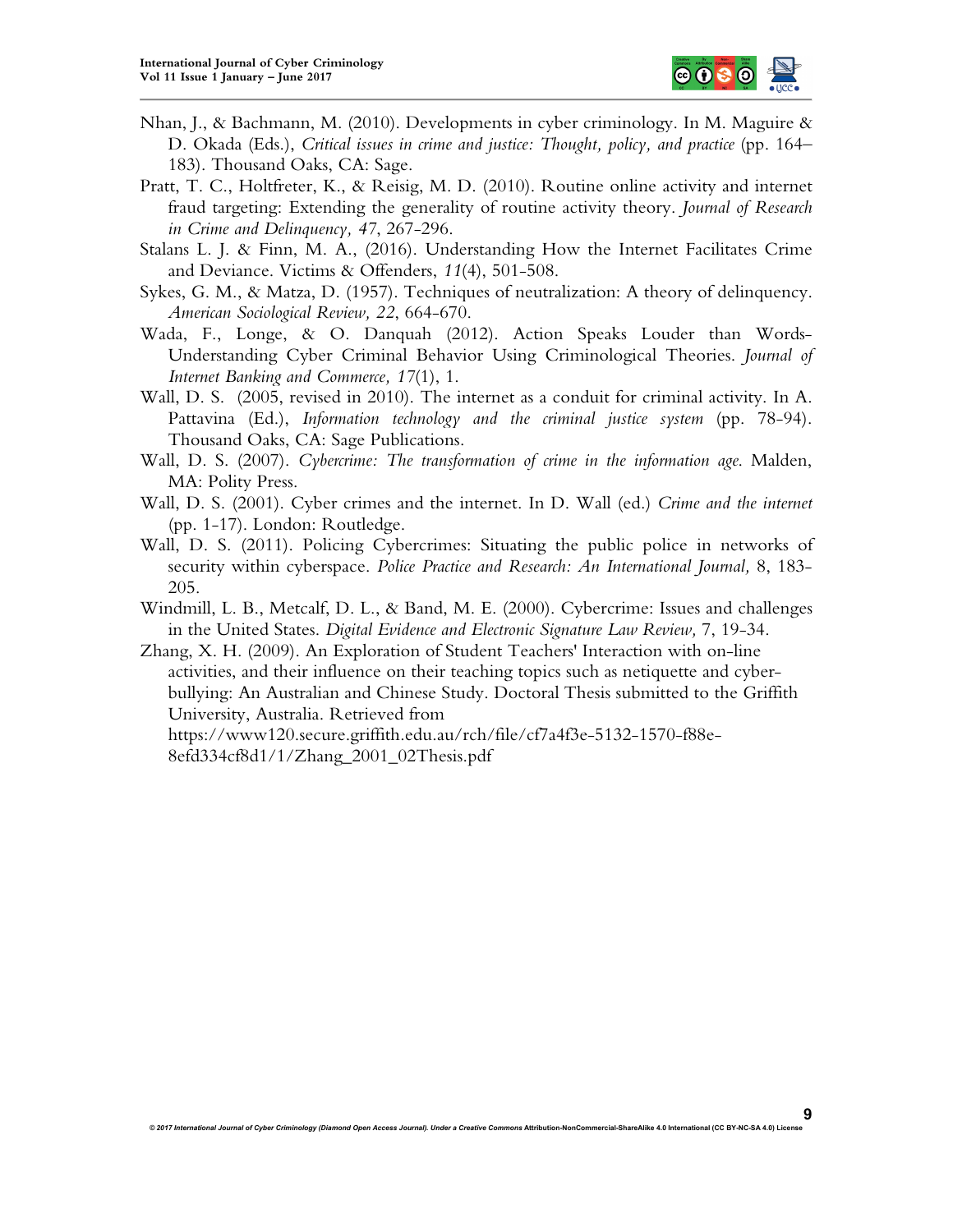Nhan, J., & Bachmann, M. (2010). Developments in cyber criminology. In M. Maguire & D. Okada (Eds.), *Critical issues in crime and justice: Thought, policy, and practice* (pp. 164–183). Thousand Oaks, CA: Sage.

Pratt, T. C., Holtfreter, K., & Reisig, M. D. (2010). Routine online activity and internet fraud targeting: Extending the generality of routine activity theory. *Journal of Research in Crime and Delinquency, 47*, 267-296.

Stalans L. J. & Finn, M. A., (2016). Understanding How the Internet Facilitates Crime and Deviance. Victims & Offenders, *11*(4), 501-508.

Sykes, G. M., & Matza, D. (1957). Techniques of neutralization: A theory of delinquency. *American Sociological Review, 22*, 664-670.

Wada, F., Longe, & O. Danquah (2012). Action Speaks Louder than Words-Understanding Cyber Criminal Behavior Using Criminological Theories. *Journal of Internet Banking and Commerce, 17*(1), 1.

Wall, D. S. (2005, revised in 2010). The internet as a conduit for criminal activity. In A. Pattavina (Ed.), *Information technology and the criminal justice system* (pp. 78-94). Thousand Oaks, CA: Sage Publications.

Wall, D. S. (2007). *Cybercrime: The transformation of crime in the information age*. Malden, MA: Polity Press.

Wall, D. S. (2001). Cyber crimes and the internet. In D. Wall (ed.) *Crime and the internet* (pp. 1-17). London: Routledge.

Wall, D. S. (2011). Policing Cybercrimes: Situating the public police in networks of security within cyberspace. *Police Practice and Research: An International Journal,* 8, 183-205.

Windmill, L. B., Metcalf, D. L., & Band, M. E. (2000). Cybercrime: Issues and challenges in the United States. *Digital Evidence and Electronic Signature Law Review,* 7, 19-34.

Zhang, X. H. (2009). An Exploration of Student Teachers' Interaction with on-line activities, and their influence on their teaching topics such as netiquette and cyber-bullying: An Australian and Chinese Study. Doctoral Thesis submitted to the Griffith University, Australia. Retrieved from https://www120.secure.griffith.edu.au/rch/file/cf7a4f3e-5132-1570-f88e-8efd334cf8d1/1/Zhang_2001_02Thesis.pdf